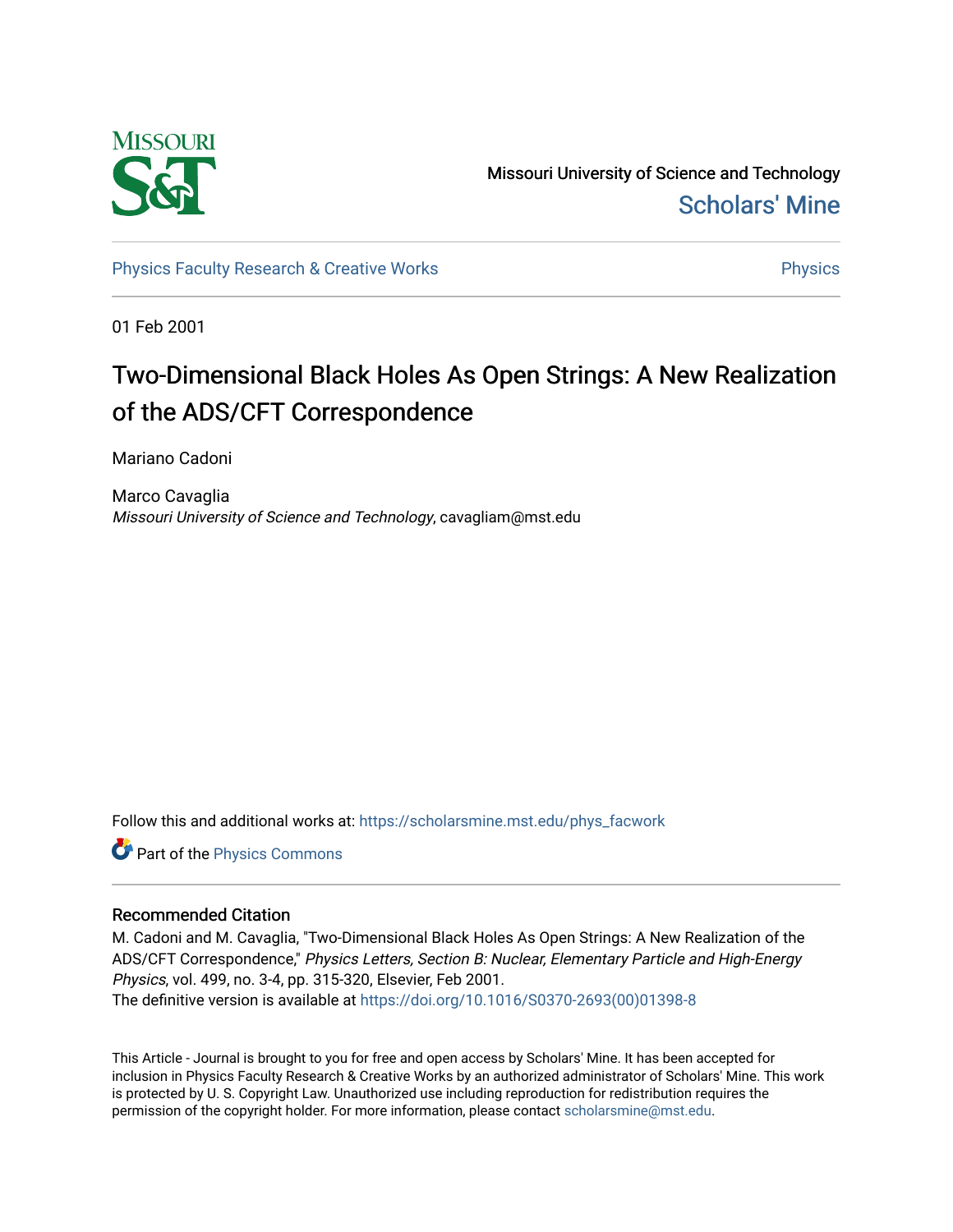Missouri University of Science and Technology

Scholars' Mine

Physics Faculty Research & Creative Works

Physics

01 Feb 2001

# Two-Dimensional Black Holes As Open Strings: A New Realization of the ADS/CFT Correspondence

Mariano Cadoni

Marco Cavaglia
*Missouri University of Science and Technology*, cavagliam@mst.edu

Follow this and additional works at: https://scholarsmine.mst.edu/phys_facwork

Part of the Physics Commons

## Recommended Citation

M. Cadoni and M. Cavaglia, "Two-Dimensional Black Holes As Open Strings: A New Realization of the ADS/CFT Correspondence," *Physics Letters, Section B: Nuclear, Elementary Particle and High-Energy Physics*, vol. 499, no. 3-4, pp. 315-320, Elsevier, Feb 2001.
The definitive version is available at https://doi.org/10.1016/S0370-2693(00)01398-8

This Article - Journal is brought to you for free and open access by Scholars' Mine. It has been accepted for inclusion in Physics Faculty Research & Creative Works by an authorized administrator of Scholars' Mine. This work is protected by U. S. Copyright Law. Unauthorized use including reproduction for redistribution requires the permission of the copyright holder. For more information, please contact scholarsmine@mst.edu.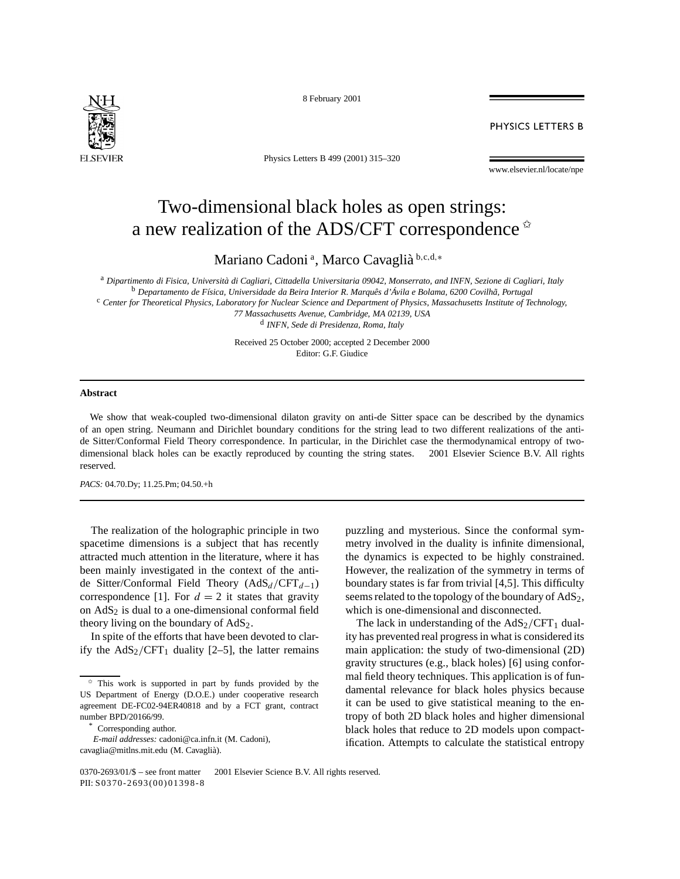# Two-dimensional black holes as open strings: a new realization of the ADS/CFT correspondence ☆

Mariano Cadoni [a], Marco Cavaglià [b,c,d,*]

[a] *Dipartimento di Fisica, Università di Cagliari, Cittadella Universitaria 09042, Monserrato, and INFN, Sezione di Cagliari, Italy*
[b] *Departamento de Física, Universidade da Beira Interior R. Marquês d'Ávila e Bolama, 6200 Covilhã, Portugal*
[c] *Center for Theoretical Physics, Laboratory for Nuclear Science and Department of Physics, Massachusetts Institute of Technology, 77 Massachusetts Avenue, Cambridge, MA 02139, USA*
[d] *INFN, Sede di Presidenza, Roma, Italy*

Received 25 October 2000; accepted 2 December 2000
Editor: G.F. Giudice

## Abstract

We show that weak-coupled two-dimensional dilaton gravity on anti-de Sitter space can be described by the dynamics of an open string. Neumann and Dirichlet boundary conditions for the string lead to two different realizations of the anti-de Sitter/Conformal Field Theory correspondence. In particular, in the Dirichlet case the thermodynamical entropy of two-dimensional black holes can be exactly reproduced by counting the string states. © 2001 Elsevier Science B.V. All rights reserved.

*PACS:* 04.70.Dy; 11.25.Pm; 04.50.+h

---

The realization of the holographic principle in two spacetime dimensions is a subject that has recently attracted much attention in the literature, where it has been mainly investigated in the context of the anti-de Sitter/Conformal Field Theory ($AdS_d/CFT_{d-1}$) correspondence [1]. For $d = 2$ it states that gravity on $AdS_2$ is dual to a one-dimensional conformal field theory living on the boundary of $AdS_2$.

In spite of the efforts that have been devoted to clarify the $AdS_2/CFT_1$ duality [2–5], the latter remains puzzling and mysterious. Since the conformal symmetry involved in the duality is infinite dimensional, the dynamics is expected to be highly constrained. However, the realization of the symmetry in terms of boundary states is far from trivial [4,5]. This difficulty seems related to the topology of the boundary of $AdS_2$, which is one-dimensional and disconnected.

The lack in understanding of the $AdS_2/CFT_1$ duality has prevented real progress in what is considered its main application: the study of two-dimensional (2D) gravity structures (e.g., black holes) [6] using conformal field theory techniques. This application is of fundamental relevance for black holes physics because it can be used to give statistical meaning to the entropy of both 2D black holes and higher dimensional black holes that reduce to 2D models upon compactification. Attempts to calculate the statistical entropy

---

☆ This work is supported in part by funds provided by the US Department of Energy (D.O.E.) under cooperative research agreement DE-FC02-94ER40818 and by a FCT grant, contract number BPD/20166/99.

\* Corresponding author.

*E-mail addresses:* cadoni@ca.infn.it (M. Cadoni), cavaglia@mitlns.mit.edu (M. Cavaglià).

0370-2693/01/$ – see front matter © 2001 Elsevier Science B.V. All rights reserved.
PII: S0370-2693(00)01398-8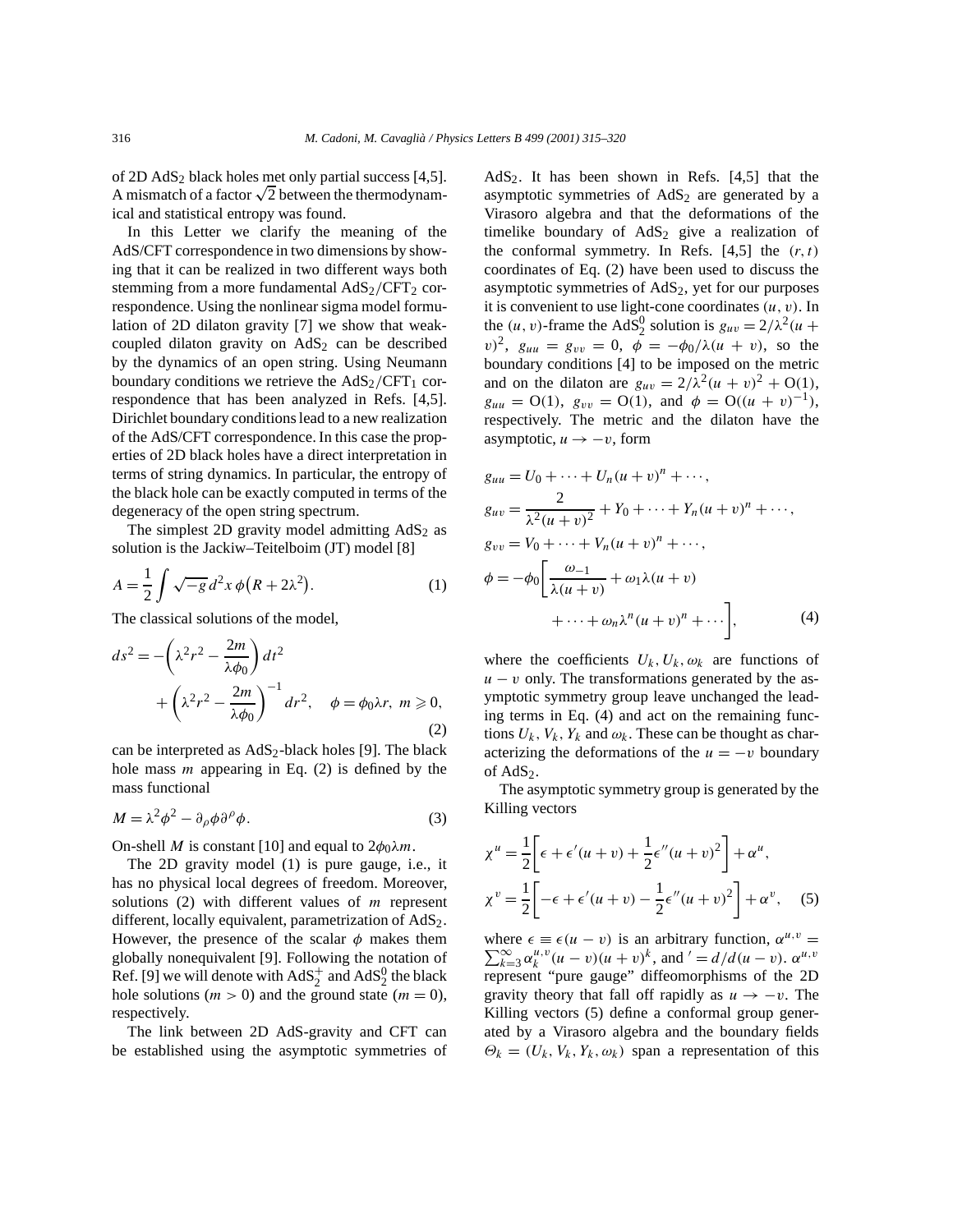of 2D $AdS_2$ black holes met only partial success [4,5]. A mismatch of a factor $\sqrt{2}$ between the thermodynamical and statistical entropy was found.

In this Letter we clarify the meaning of the AdS/CFT correspondence in two dimensions by showing that it can be realized in two different ways both stemming from a more fundamental $AdS_2/CFT_2$ correspondence. Using the nonlinear sigma model formulation of 2D dilaton gravity [7] we show that weak-coupled dilaton gravity on $AdS_2$ can be described by the dynamics of an open string. Using Neumann boundary conditions we retrieve the $AdS_2/CFT_1$ correspondence that has been analyzed in Refs. [4,5]. Dirichlet boundary conditions lead to a new realization of the AdS/CFT correspondence. In this case the properties of 2D black holes have a direct interpretation in terms of string dynamics. In particular, the entropy of the black hole can be exactly computed in terms of the degeneracy of the open string spectrum.

The simplest 2D gravity model admitting $AdS_2$ as solution is the Jackiw–Teitelboim (JT) model [8]

$$A = \frac{1}{2}\int \sqrt{-g}\, d^2x\, \phi\left(R + 2\lambda^2\right). \tag{1}$$

The classical solutions of the model,

$$ds^2 = -\left(\lambda^2 r^2 - \frac{2m}{\lambda\phi_0}\right)dt^2 + \left(\lambda^2 r^2 - \frac{2m}{\lambda\phi_0}\right)^{-1} dr^2, \quad \phi = \phi_0\lambda r,\ m \geqslant 0, \tag{2}$$

can be interpreted as $AdS_2$-black holes [9]. The black hole mass $m$ appearing in Eq. (2) is defined by the mass functional

$$M = \lambda^2\phi^2 - \partial_\rho\phi\,\partial^\rho\phi. \tag{3}$$

On-shell $M$ is constant [10] and equal to $2\phi_0\lambda m$.

The 2D gravity model (1) is pure gauge, i.e., it has no physical local degrees of freedom. Moreover, solutions (2) with different values of $m$ represent different, locally equivalent, parametrization of $AdS_2$. However, the presence of the scalar $\phi$ makes them globally nonequivalent [9]. Following the notation of Ref. [9] we will denote with $AdS_2^+$ and $AdS_2^0$ the black hole solutions ($m > 0$) and the ground state ($m = 0$), respectively.

The link between 2D AdS-gravity and CFT can be established using the asymptotic symmetries of $AdS_2$. It has been shown in Refs. [4,5] that the asymptotic symmetries of $AdS_2$ are generated by a Virasoro algebra and that the deformations of the timelike boundary of $AdS_2$ give a realization of the conformal symmetry. In Refs. [4,5] the $(r,t)$ coordinates of Eq. (2) have been used to discuss the asymptotic symmetries of $AdS_2$, yet for our purposes it is convenient to use light-cone coordinates $(u,v)$. In the $(u,v)$-frame the $AdS_2^0$ solution is $g_{uv} = 2/\lambda^2(u+v)^2$, $g_{uu} = g_{vv} = 0$, $\phi = -\phi_0/\lambda(u+v)$, so the boundary conditions [4] to be imposed on the metric and on the dilaton are $g_{uv} = 2/\lambda^2(u+v)^2 + \mathrm{O}(1)$, $g_{uu} = \mathrm{O}(1)$, $g_{vv} = \mathrm{O}(1)$, and $\phi = \mathrm{O}((u+v)^{-1})$, respectively. The metric and the dilaton have the asymptotic, $u \to -v$, form

$$\begin{aligned}
g_{uu} &= U_0 + \cdots + U_n(u+v)^n + \cdots,\\
g_{uv} &= \frac{2}{\lambda^2(u+v)^2} + Y_0 + \cdots + Y_n(u+v)^n + \cdots,\\
g_{vv} &= V_0 + \cdots + V_n(u+v)^n + \cdots,\\
\phi &= -\phi_0\left[\frac{\omega_{-1}}{\lambda(u+v)} + \omega_1\lambda(u+v) + \cdots + \omega_n\lambda^n(u+v)^n + \cdots\right],
\end{aligned} \tag{4}$$

where the coefficients $U_k, U_k, \omega_k$ are functions of $u - v$ only. The transformations generated by the asymptotic symmetry group leave unchanged the leading terms in Eq. (4) and act on the remaining functions $U_k$, $V_k$, $Y_k$ and $\omega_k$. These can be thought as characterizing the deformations of the $u = -v$ boundary of $AdS_2$.

The asymptotic symmetry group is generated by the Killing vectors

$$\begin{aligned}
\chi^u &= \frac{1}{2}\left[\epsilon + \epsilon'(u+v) + \frac{1}{2}\epsilon''(u+v)^2\right] + \alpha^u,\\
\chi^v &= \frac{1}{2}\left[-\epsilon + \epsilon'(u+v) - \frac{1}{2}\epsilon''(u+v)^2\right] + \alpha^v,
\end{aligned} \tag{5}$$

where $\epsilon \equiv \epsilon(u-v)$ is an arbitrary function, $\alpha^{u,v} = \sum_{k=3}^{\infty}\alpha_k^{u,v}(u-v)(u+v)^k$, and $' = d/d(u-v)$. $\alpha^{u,v}$ represent "pure gauge" diffeomorphisms of the 2D gravity theory that fall off rapidly as $u \to -v$. The Killing vectors (5) define a conformal group generated by a Virasoro algebra and the boundary fields $\Theta_k = (U_k, V_k, Y_k, \omega_k)$ span a representation of this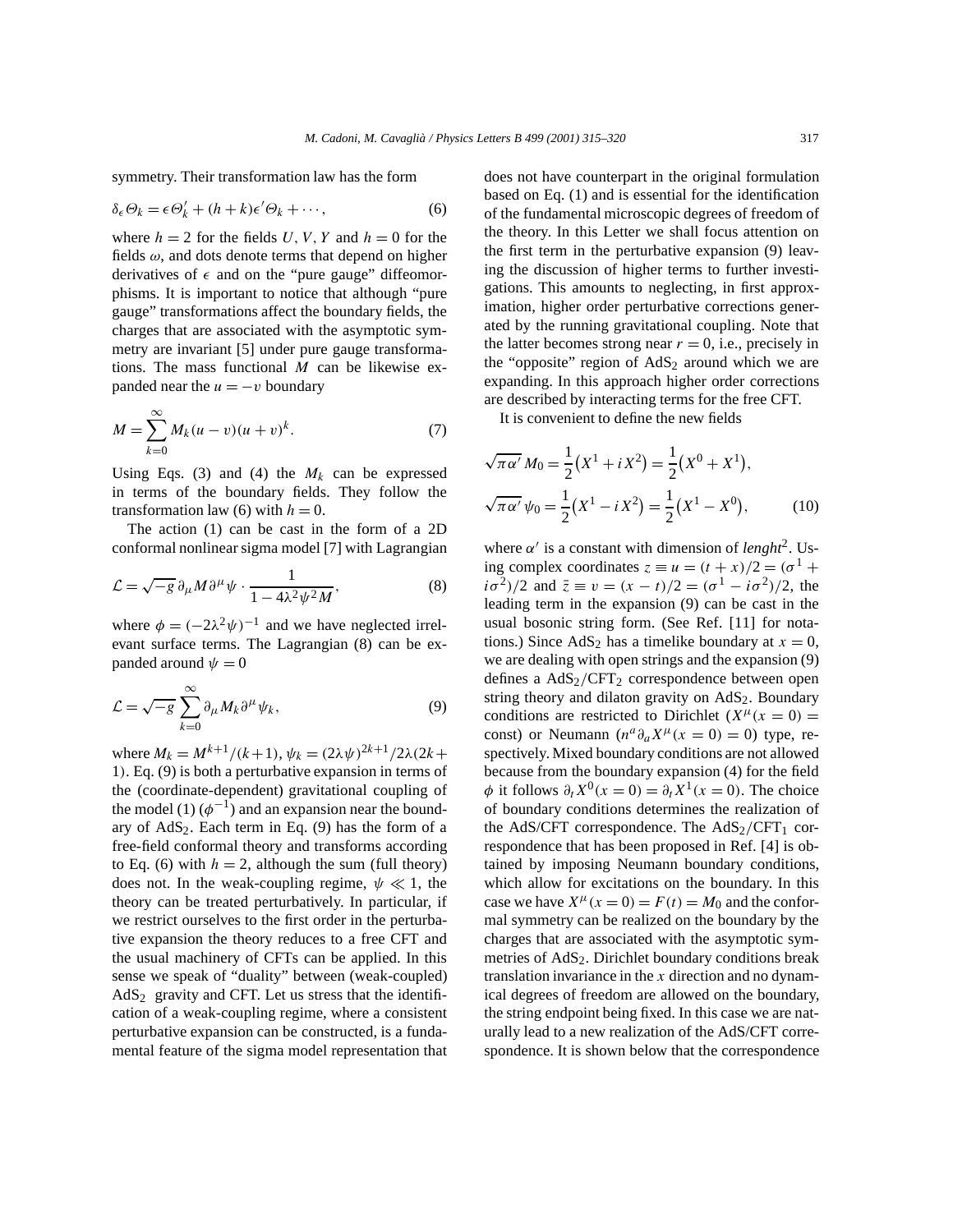symmetry. Their transformation law has the form

$$\delta_\epsilon \Theta_k = \epsilon \Theta'_k + (h+k)\epsilon' \Theta_k + \cdots, \tag{6}$$

where $h = 2$ for the fields $U, V, Y$ and $h = 0$ for the fields $\omega$, and dots denote terms that depend on higher derivatives of $\epsilon$ and on the "pure gauge" diffeomorphisms. It is important to notice that although "pure gauge" transformations affect the boundary fields, the charges that are associated with the asymptotic symmetry are invariant [5] under pure gauge transformations. The mass functional $M$ can be likewise expanded near the $u = -v$ boundary

$$M = \sum_{k=0}^{\infty} M_k (u - v)(u + v)^k. \tag{7}$$

Using Eqs. (3) and (4) the $M_k$ can be expressed in terms of the boundary fields. They follow the transformation law (6) with $h = 0$.

The action (1) can be cast in the form of a 2D conformal nonlinear sigma model [7] with Lagrangian

$$\mathcal{L} = \sqrt{-g}\, \partial_\mu M \partial^\mu \psi \cdot \frac{1}{1 - 4\lambda^2 \psi^2 M}, \tag{8}$$

where $\phi = (-2\lambda^2 \psi)^{-1}$ and we have neglected irrelevant surface terms. The Lagrangian (8) can be expanded around $\psi = 0$

$$\mathcal{L} = \sqrt{-g} \sum_{k=0}^{\infty} \partial_\mu M_k \partial^\mu \psi_k, \tag{9}$$

where $M_k = M^{k+1}/(k+1)$, $\psi_k = (2\lambda\psi)^{2k+1}/2\lambda(2k+1)$. Eq. (9) is both a perturbative expansion in terms of the (coordinate-dependent) gravitational coupling of the model (1) ($\phi^{-1}$) and an expansion near the boundary of $\mathrm{AdS}_2$. Each term in Eq. (9) has the form of a free-field conformal theory and transforms according to Eq. (6) with $h = 2$, although the sum (full theory) does not. In the weak-coupling regime, $\psi \ll 1$, the theory can be treated perturbatively. In particular, if we restrict ourselves to the first order in the perturbative expansion the theory reduces to a free CFT and the usual machinery of CFTs can be applied. In this sense we speak of "duality" between (weak-coupled) $\mathrm{AdS}_2$ gravity and CFT. Let us stress that the identification of a weak-coupling regime, where a consistent perturbative expansion can be constructed, is a fundamental feature of the sigma model representation that does not have counterpart in the original formulation based on Eq. (1) and is essential for the identification of the fundamental microscopic degrees of freedom of the theory. In this Letter we shall focus attention on the first term in the perturbative expansion (9) leaving the discussion of higher terms to further investigations. This amounts to neglecting, in first approximation, higher order perturbative corrections generated by the running gravitational coupling. Note that the latter becomes strong near $r = 0$, i.e., precisely in the "opposite" region of $\mathrm{AdS}_2$ around which we are expanding. In this approach higher order corrections are described by interacting terms for the free CFT.

It is convenient to define the new fields

$$\sqrt{\pi\alpha'}\, M_0 = \frac{1}{2}\left(X^1 + iX^2\right) = \frac{1}{2}\left(X^0 + X^1\right),$$
$$\sqrt{\pi\alpha'}\, \psi_0 = \frac{1}{2}\left(X^1 - iX^2\right) = \frac{1}{2}\left(X^1 - X^0\right), \tag{10}$$

where $\alpha'$ is a constant with dimension of *lenght*$^2$. Using complex coordinates $z \equiv u = (t + x)/2 = (\sigma^1 + i\sigma^2)/2$ and $\bar{z} \equiv v = (x - t)/2 = (\sigma^1 - i\sigma^2)/2$, the leading term in the expansion (9) can be cast in the usual bosonic string form. (See Ref. [11] for notations.) Since $\mathrm{AdS}_2$ has a timelike boundary at $x = 0$, we are dealing with open strings and the expansion (9) defines a $\mathrm{AdS}_2/\mathrm{CFT}_2$ correspondence between open string theory and dilaton gravity on $\mathrm{AdS}_2$. Boundary conditions are restricted to Dirichlet ($X^\mu(x = 0) = \text{const}$) or Neumann ($n^a \partial_a X^\mu(x = 0) = 0$) type, respectively. Mixed boundary conditions are not allowed because from the boundary expansion (4) for the field $\phi$ it follows $\partial_t X^0(x = 0) = \partial_t X^1(x = 0)$. The choice of boundary conditions determines the realization of the AdS/CFT correspondence. The $\mathrm{AdS}_2/\mathrm{CFT}_1$ correspondence that has been proposed in Ref. [4] is obtained by imposing Neumann boundary conditions, which allow for excitations on the boundary. In this case we have $X^\mu(x = 0) = F(t) = M_0$ and the conformal symmetry can be realized on the boundary by the charges that are associated with the asymptotic symmetries of $\mathrm{AdS}_2$. Dirichlet boundary conditions break translation invariance in the $x$ direction and no dynamical degrees of freedom are allowed on the boundary, the string endpoint being fixed. In this case we are naturally lead to a new realization of the AdS/CFT correspondence. It is shown below that the correspondence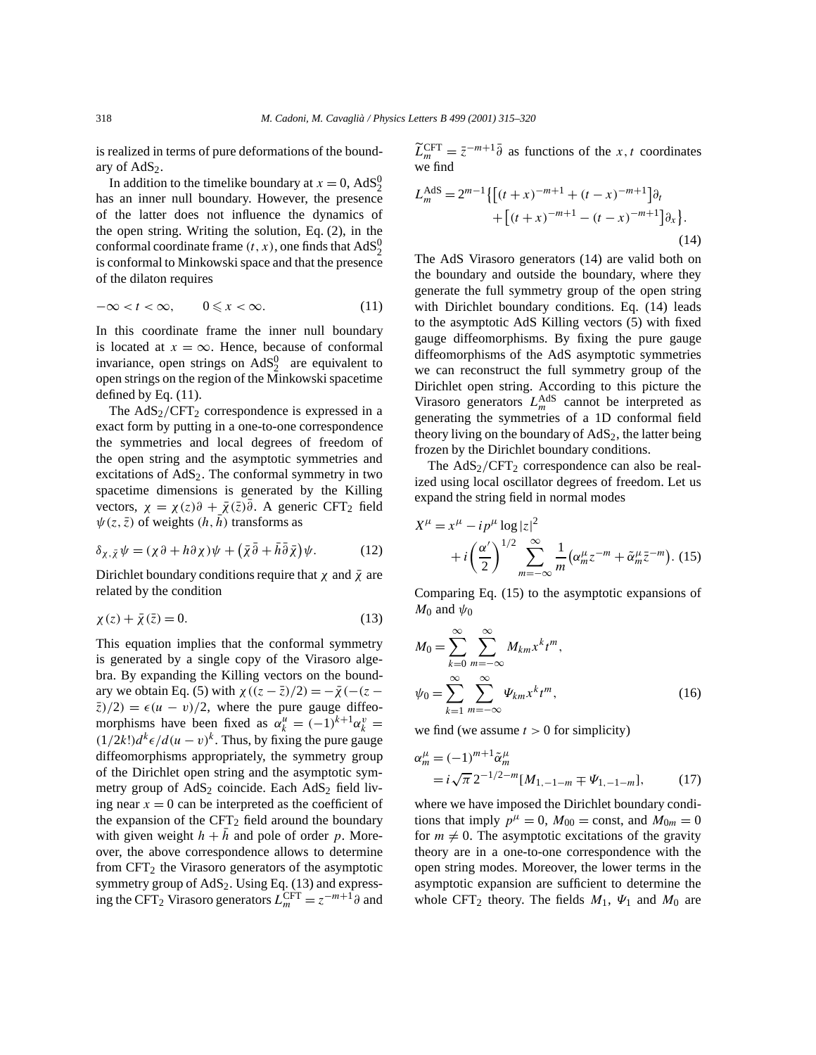is realized in terms of pure deformations of the boundary of $AdS_2$.

In addition to the timelike boundary at $x = 0$, $AdS_2^0$ has an inner null boundary. However, the presence of the latter does not influence the dynamics of the open string. Writing the solution, Eq. (2), in the conformal coordinate frame $(t, x)$, one finds that $AdS_2^0$ is conformal to Minkowski space and that the presence of the dilaton requires

$$-\infty < t < \infty, \qquad 0 \leqslant x < \infty. \tag{11}$$

In this coordinate frame the inner null boundary is located at $x = \infty$. Hence, because of conformal invariance, open strings on $AdS_2^0$ are equivalent to open strings on the region of the Minkowski spacetime defined by Eq. (11).

The $AdS_2/CFT_2$ correspondence is expressed in a exact form by putting in a one-to-one correspondence the symmetries and local degrees of freedom of the open string and the asymptotic symmetries and excitations of $AdS_2$. The conformal symmetry in two spacetime dimensions is generated by the Killing vectors, $\chi = \chi(z)\partial + \bar{\chi}(\bar{z})\bar{\partial}$. A generic $CFT_2$ field $\psi(z, \bar{z})$ of weights $(h, \bar{h})$ transforms as

$$\delta_{\chi,\bar{\chi}}\psi = (\chi\partial + h\partial\chi)\psi + \left(\bar{\chi}\bar{\partial} + \bar{h}\bar{\partial}\bar{\chi}\right)\psi. \tag{12}$$

Dirichlet boundary conditions require that $\chi$ and $\bar{\chi}$ are related by the condition

$$\chi(z) + \bar{\chi}(\bar{z}) = 0. \tag{13}$$

This equation implies that the conformal symmetry is generated by a single copy of the Virasoro algebra. By expanding the Killing vectors on the boundary we obtain Eq. (5) with $\chi((z - \bar{z})/2) = -\bar{\chi}(-(z - \bar{z})/2) = \epsilon(u - v)/2$, where the pure gauge diffeomorphisms have been fixed as $\alpha_k^u = (-1)^{k+1}\alpha_k^v = (1/2k!)d^k\epsilon/d(u - v)^k$. Thus, by fixing the pure gauge diffeomorphisms appropriately, the symmetry group of the Dirichlet open string and the asymptotic symmetry group of $AdS_2$ coincide. Each $AdS_2$ field living near $x = 0$ can be interpreted as the coefficient of the expansion of the $CFT_2$ field around the boundary with given weight $h + \bar{h}$ and pole of order $p$. Moreover, the above correspondence allows to determine from $CFT_2$ the Virasoro generators of the asymptotic symmetry group of $AdS_2$. Using Eq. (13) and expressing the $CFT_2$ Virasoro generators $L_m^{\mathrm{CFT}} = z^{-m+1}\partial$ and $\widetilde{L}_m^{\mathrm{CFT}} = \bar{z}^{-m+1}\bar{\partial}$ as functions of the $x, t$ coordinates we find

$$L_m^{\mathrm{AdS}} = 2^{m-1}\Big\{\big[(t+x)^{-m+1} + (t-x)^{-m+1}\big]\partial_t + \big[(t+x)^{-m+1} - (t-x)^{-m+1}\big]\partial_x\Big\}. \tag{14}$$

The AdS Virasoro generators (14) are valid both on the boundary and outside the boundary, where they generate the full symmetry group of the open string with Dirichlet boundary conditions. Eq. (14) leads to the asymptotic AdS Killing vectors (5) with fixed gauge diffeomorphisms. By fixing the pure gauge diffeomorphisms of the AdS asymptotic symmetries we can reconstruct the full symmetry group of the Dirichlet open string. According to this picture the Virasoro generators $L_m^{\mathrm{AdS}}$ cannot be interpreted as generating the symmetries of a 1D conformal field theory living on the boundary of $AdS_2$, the latter being frozen by the Dirichlet boundary conditions.

The $AdS_2/CFT_2$ correspondence can also be realized using local oscillator degrees of freedom. Let us expand the string field in normal modes

$$X^\mu = x^\mu - ip^\mu \log|z|^2 + i\left(\frac{\alpha'}{2}\right)^{1/2} \sum_{m=-\infty}^{\infty} \frac{1}{m}\left(\alpha_m^\mu z^{-m} + \tilde{\alpha}_m^\mu \bar{z}^{-m}\right). \tag{15}$$

Comparing Eq. (15) to the asymptotic expansions of $M_0$ and $\psi_0$

$$M_0 = \sum_{k=0}^{\infty} \sum_{m=-\infty}^{\infty} M_{km} x^k t^m,$$
$$\psi_0 = \sum_{k=1}^{\infty} \sum_{m=-\infty}^{\infty} \Psi_{km} x^k t^m, \tag{16}$$

we find (we assume $t > 0$ for simplicity)

$$\alpha_m^\mu = (-1)^{m+1}\tilde{\alpha}_m^\mu = i\sqrt{\pi}\, 2^{-1/2-m}[M_{1,-1-m} \mp \Psi_{1,-1-m}], \tag{17}$$

where we have imposed the Dirichlet boundary conditions that imply $p^\mu = 0$, $M_{00} = \mathrm{const}$, and $M_{0m} = 0$ for $m \neq 0$. The asymptotic excitations of the gravity theory are in a one-to-one correspondence with the open string modes. Moreover, the lower terms in the asymptotic expansion are sufficient to determine the whole $CFT_2$ theory. The fields $M_1$, $\Psi_1$ and $M_0$ are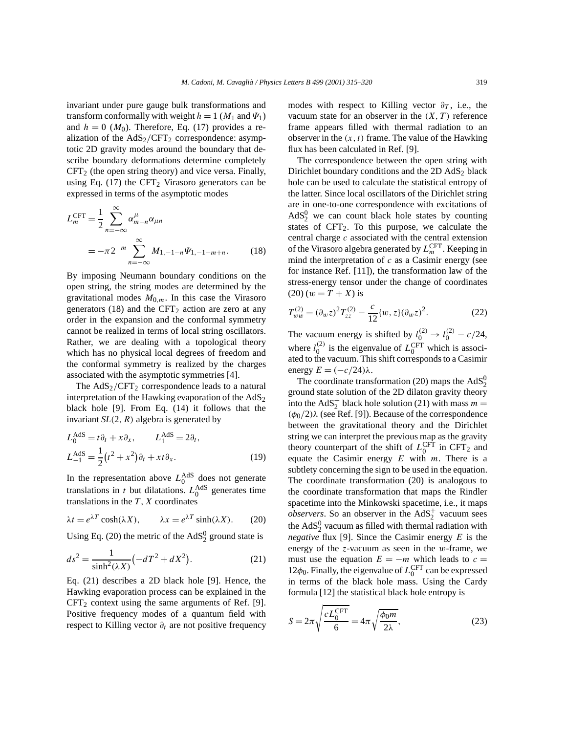invariant under pure gauge bulk transformations and transform conformally with weight $h = 1$ ($M_1$ and $\Psi_1$) and $h = 0$ ($M_0$). Therefore, Eq. (17) provides a realization of the $\mathrm{AdS}_2/\mathrm{CFT}_2$ correspondence: asymptotic 2D gravity modes around the boundary that describe boundary deformations determine completely $\mathrm{CFT}_2$ (the open string theory) and vice versa. Finally, using Eq. (17) the $\mathrm{CFT}_2$ Virasoro generators can be expressed in terms of the asymptotic modes

$$
\begin{aligned}
L_m^{\mathrm{CFT}} &= \frac{1}{2} \sum_{n=-\infty}^{\infty} \alpha^{\mu}_{m-n} \alpha_{\mu n} \\
&= -\pi 2^{-m} \sum_{n=-\infty}^{\infty} M_{1,-1-n} \Psi_{1,-1-m+n}.
\end{aligned} \tag{18}
$$

By imposing Neumann boundary conditions on the open string, the string modes are determined by the gravitational modes $M_{0,m}$. In this case the Virasoro generators (18) and the $\mathrm{CFT}_2$ action are zero at any order in the expansion and the conformal symmetry cannot be realized in terms of local string oscillators. Rather, we are dealing with a topological theory which has no physical local degrees of freedom and the conformal symmetry is realized by the charges associated with the asymptotic symmetries [4].

The $\mathrm{AdS}_2/\mathrm{CFT}_2$ correspondence leads to a natural interpretation of the Hawking evaporation of the $\mathrm{AdS}_2$ black hole [9]. From Eq. (14) it follows that the invariant $SL(2,R)$ algebra is generated by

$$
\begin{aligned}
L_0^{\mathrm{AdS}} &= t\partial_t + x\partial_x, \qquad L_1^{\mathrm{AdS}} = 2\partial_t, \\
L_{-1}^{\mathrm{AdS}} &= \frac{1}{2}\left(t^2 + x^2\right)\partial_t + xt\partial_x.
\end{aligned} \tag{19}
$$

In the representation above $L_0^{\mathrm{AdS}}$ does not generate translations in $t$ but dilatations. $L_0^{\mathrm{AdS}}$ generates time translations in the $T$, $X$ coordinates

$$
\lambda t = e^{\lambda T} \cosh(\lambda X), \qquad \lambda x = e^{\lambda T} \sinh(\lambda X). \tag{20}
$$

Using Eq. (20) the metric of the $\mathrm{AdS}_2^0$ ground state is

$$
ds^2 = \frac{1}{\sinh^2(\lambda X)}\left(-dT^2 + dX^2\right). \tag{21}
$$

Eq. (21) describes a 2D black hole [9]. Hence, the Hawking evaporation process can be explained in the $\mathrm{CFT}_2$ context using the same arguments of Ref. [9]. Positive frequency modes of a quantum field with respect to Killing vector $\partial_t$ are not positive frequency modes with respect to Killing vector $\partial_T$, i.e., the vacuum state for an observer in the $(X,T)$ reference frame appears filled with thermal radiation to an observer in the $(x,t)$ frame. The value of the Hawking flux has been calculated in Ref. [9].

The correspondence between the open string with Dirichlet boundary conditions and the 2D $\mathrm{AdS}_2$ black hole can be used to calculate the statistical entropy of the latter. Since local oscillators of the Dirichlet string are in one-to-one correspondence with excitations of $\mathrm{AdS}_2^0$ we can count black hole states by counting states of $\mathrm{CFT}_2$. To this purpose, we calculate the central charge $c$ associated with the central extension of the Virasoro algebra generated by $L_m^{\mathrm{CFT}}$. Keeping in mind the interpretation of $c$ as a Casimir energy (see for instance Ref. [11]), the transformation law of the stress-energy tensor under the change of coordinates (20) ($w = T + X$) is

$$
T^{(2)}_{ww} = (\partial_w z)^2 T^{(2)}_{zz} - \frac{c}{12}\{w, z\}(\partial_w z)^2. \tag{22}
$$

The vacuum energy is shifted by $l_0^{(2)} \to l_0^{(2)} - c/24$, where $l_0^{(2)}$ is the eigenvalue of $L_0^{\mathrm{CFT}}$ which is associated to the vacuum. This shift corresponds to a Casimir energy $E = (-c/24)\lambda$.

The coordinate transformation (20) maps the $\mathrm{AdS}_2^0$ ground state solution of the 2D dilaton gravity theory into the $\mathrm{AdS}_2^+$ black hole solution (21) with mass $m = (\phi_0/2)\lambda$ (see Ref. [9]). Because of the correspondence between the gravitational theory and the Dirichlet string we can interpret the previous map as the gravity theory counterpart of the shift of $L_0^{\mathrm{CFT}}$ in $\mathrm{CFT}_2$ and equate the Casimir energy $E$ with $m$. There is a subtlety concerning the sign to be used in the equation. The coordinate transformation (20) is analogous to the coordinate transformation that maps the Rindler spacetime into the Minkowski spacetime, i.e., it maps *observers*. So an observer in the $\mathrm{AdS}_2^+$ vacuum sees the $\mathrm{AdS}_2^0$ vacuum as filled with thermal radiation with *negative* flux [9]. Since the Casimir energy $E$ is the energy of the $z$-vacuum as seen in the $w$-frame, we must use the equation $E = -m$ which leads to $c = 12\phi_0$. Finally, the eigenvalue of $L_0^{\mathrm{CFT}}$ can be expressed in terms of the black hole mass. Using the Cardy formula [12] the statistical black hole entropy is

$$
S = 2\pi \sqrt{\frac{c L_0^{\mathrm{CFT}}}{6}} = 4\pi \sqrt{\frac{\phi_0 m}{2\lambda}}, \tag{23}
$$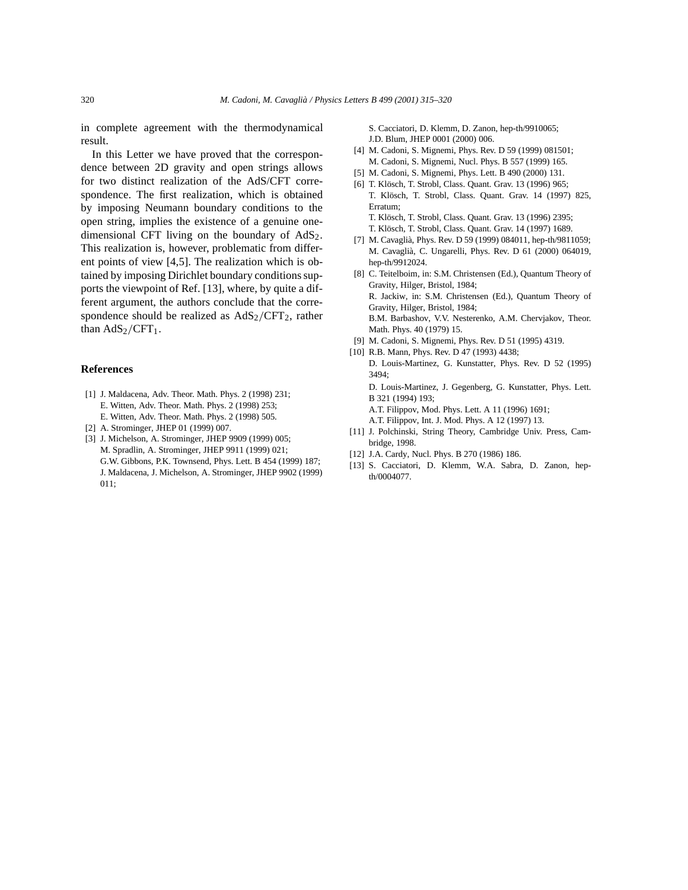in complete agreement with the thermodynamical result.

In this Letter we have proved that the correspondence between 2D gravity and open strings allows for two distinct realization of the AdS/CFT correspondence. The first realization, which is obtained by imposing Neumann boundary conditions to the open string, implies the existence of a genuine one-dimensional CFT living on the boundary of $AdS_2$. This realization is, however, problematic from different points of view [4,5]. The realization which is obtained by imposing Dirichlet boundary conditions supports the viewpoint of Ref. [13], where, by quite a different argument, the authors conclude that the correspondence should be realized as $AdS_2/CFT_2$, rather than $AdS_2/CFT_1$.

## References

[1] J. Maldacena, Adv. Theor. Math. Phys. 2 (1998) 231;
E. Witten, Adv. Theor. Math. Phys. 2 (1998) 253;
E. Witten, Adv. Theor. Math. Phys. 2 (1998) 505.

[2] A. Strominger, JHEP 01 (1999) 007.

[3] J. Michelson, A. Strominger, JHEP 9909 (1999) 005;
M. Spradlin, A. Strominger, JHEP 9911 (1999) 021;
G.W. Gibbons, P.K. Townsend, Phys. Lett. B 454 (1999) 187;
J. Maldacena, J. Michelson, A. Strominger, JHEP 9902 (1999) 011;
S. Cacciatori, D. Klemm, D. Zanon, hep-th/9910065;
J.D. Blum, JHEP 0001 (2000) 006.

[4] M. Cadoni, S. Mignemi, Phys. Rev. D 59 (1999) 081501;
M. Cadoni, S. Mignemi, Nucl. Phys. B 557 (1999) 165.

[5] M. Cadoni, S. Mignemi, Phys. Lett. B 490 (2000) 131.

[6] T. Klösch, T. Strobl, Class. Quant. Grav. 13 (1996) 965;
T. Klösch, T. Strobl, Class. Quant. Grav. 14 (1997) 825, Erratum;
T. Klösch, T. Strobl, Class. Quant. Grav. 13 (1996) 2395;
T. Klösch, T. Strobl, Class. Quant. Grav. 14 (1997) 1689.

[7] M. Cavaglià, Phys. Rev. D 59 (1999) 084011, hep-th/9811059;
M. Cavaglià, C. Ungarelli, Phys. Rev. D 61 (2000) 064019, hep-th/9912024.

[8] C. Teitelboim, in: S.M. Christensen (Ed.), Quantum Theory of Gravity, Hilger, Bristol, 1984;
R. Jackiw, in: S.M. Christensen (Ed.), Quantum Theory of Gravity, Hilger, Bristol, 1984;
B.M. Barbashov, V.V. Nesterenko, A.M. Chervjakov, Theor. Math. Phys. 40 (1979) 15.

[9] M. Cadoni, S. Mignemi, Phys. Rev. D 51 (1995) 4319.

[10] R.B. Mann, Phys. Rev. D 47 (1993) 4438;
D. Louis-Martinez, G. Kunstatter, Phys. Rev. D 52 (1995) 3494;
D. Louis-Martinez, J. Gegenberg, G. Kunstatter, Phys. Lett. B 321 (1994) 193;
A.T. Filippov, Mod. Phys. Lett. A 11 (1996) 1691;
A.T. Filippov, Int. J. Mod. Phys. A 12 (1997) 13.

[11] J. Polchinski, String Theory, Cambridge Univ. Press, Cambridge, 1998.

[12] J.A. Cardy, Nucl. Phys. B 270 (1986) 186.

[13] S. Cacciatori, D. Klemm, W.A. Sabra, D. Zanon, hep-th/0004077.